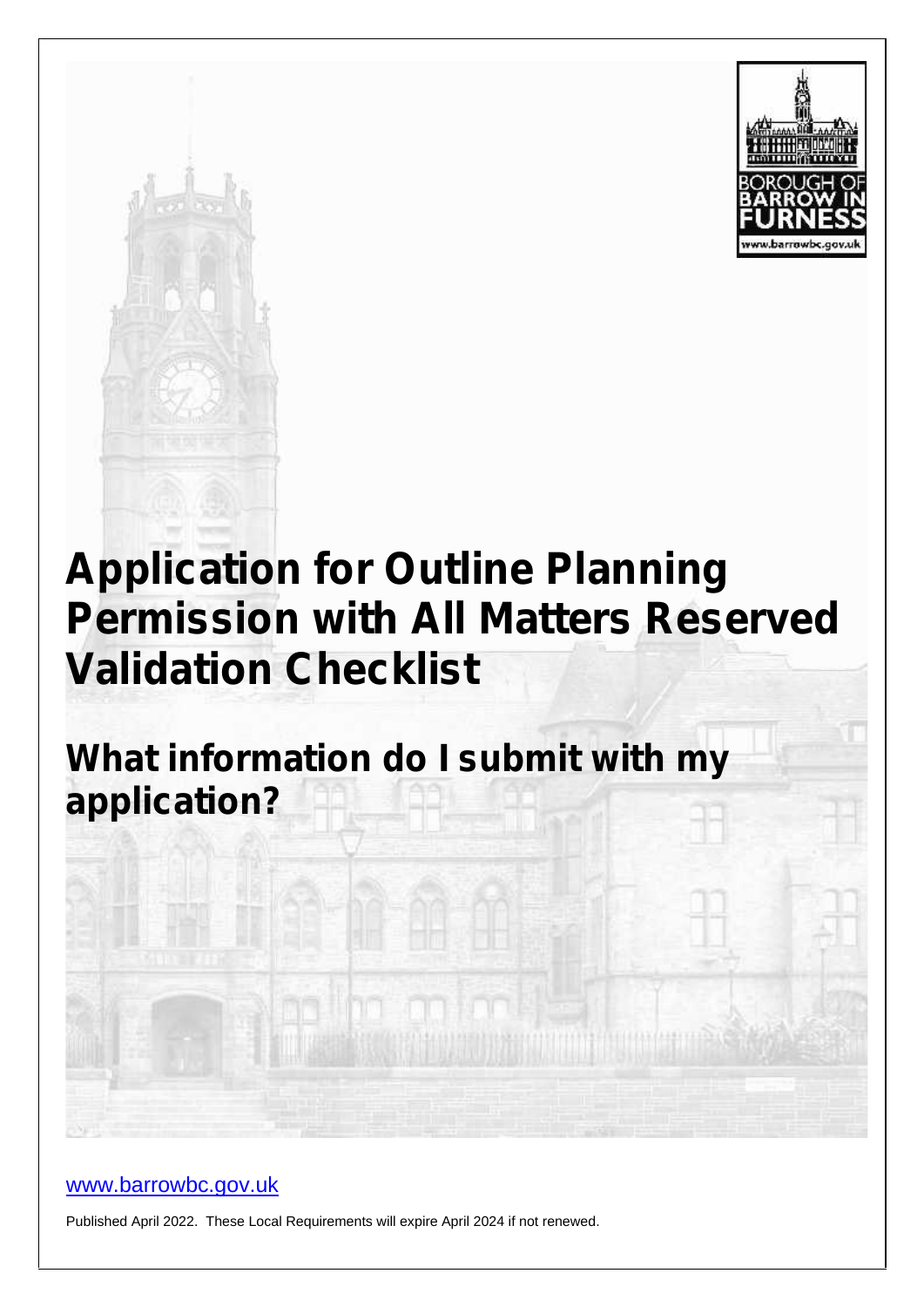# Application for Outline Planning Permission with All Matters Reserved Validation Checklist

## What information do I submit with my application?

www.barrowbc.gov.uk

Published April 2022. These Local Requirements will expire April 2024 if not renewed.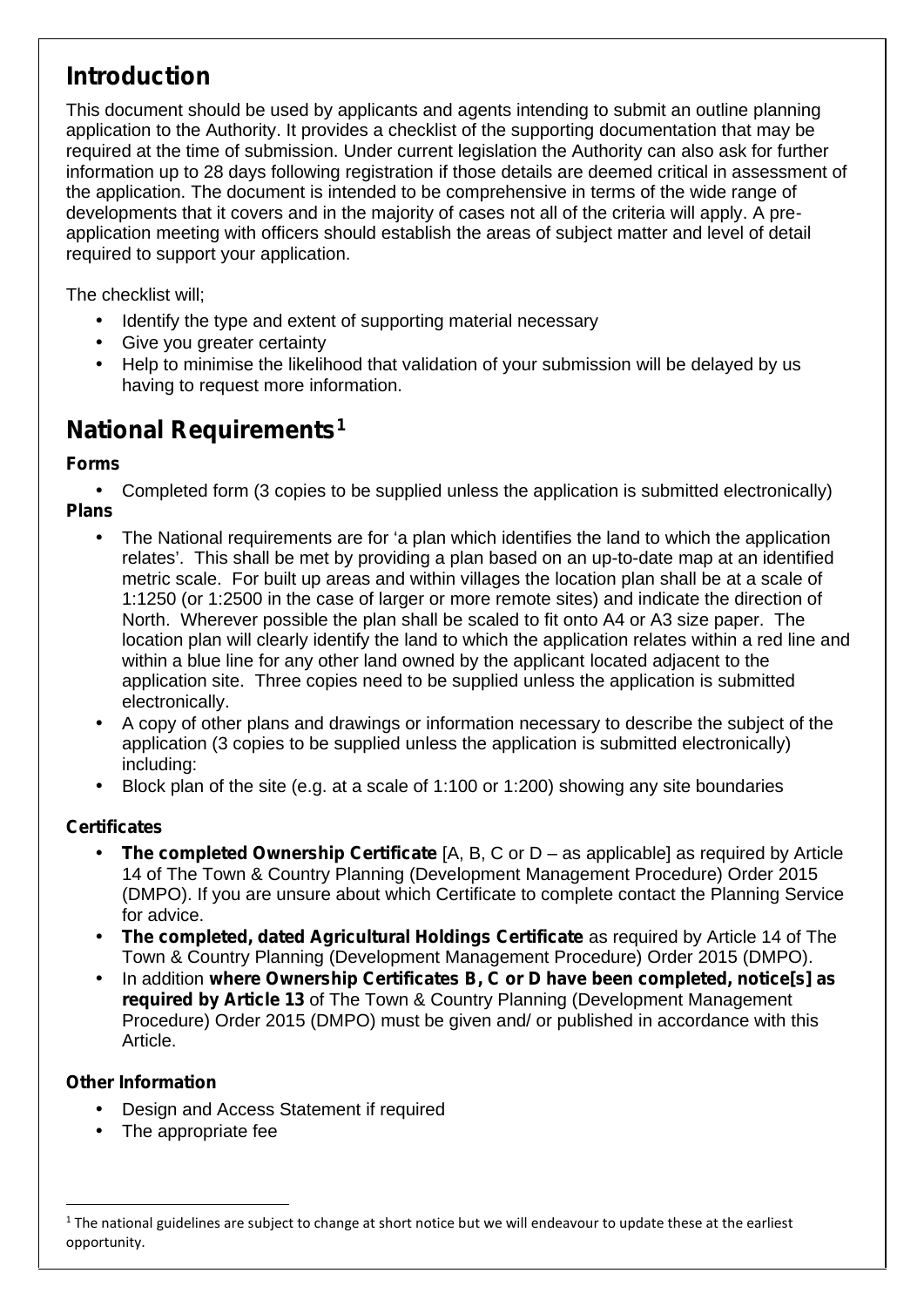## Introduction

This document should be used by applicants and agents intending to submit an outline planning application to the Authority. It provides a checklist of the supporting documentation that may be required at the time of submission. Under current legislation the Authority can also ask for further information up to 28 days following registration if those details are deemed critical in assessment of the application. The document is intended to be comprehensive in terms of the wide range of developments that it covers and in the majority of cases not all of the criteria will apply. A pre-application meeting with officers should establish the areas of subject matter and level of detail required to support your application.

The checklist will;

- Identify the type and extent of supporting material necessary
- Give you greater certainty
- Help to minimise the likelihood that validation of your submission will be delayed by us having to request more information.

## National Requirements[1]

**Forms**

- Completed form (3 copies to be supplied unless the application is submitted electronically)

**Plans**

- The National requirements are for 'a plan which identifies the land to which the application relates'. This shall be met by providing a plan based on an up-to-date map at an identified metric scale. For built up areas and within villages the location plan shall be at a scale of 1:1250 (or 1:2500 in the case of larger or more remote sites) and indicate the direction of North. Wherever possible the plan shall be scaled to fit onto A4 or A3 size paper. The location plan will clearly identify the land to which the application relates within a red line and within a blue line for any other land owned by the applicant located adjacent to the application site. Three copies need to be supplied unless the application is submitted electronically.
- A copy of other plans and drawings or information necessary to describe the subject of the application (3 copies to be supplied unless the application is submitted electronically) including:
- Block plan of the site (e.g. at a scale of 1:100 or 1:200) showing any site boundaries

**Certificates**

- **The completed Ownership Certificate** [A, B, C or D – as applicable] as required by Article 14 of The Town & Country Planning (Development Management Procedure) Order 2015 (DMPO). If you are unsure about which Certificate to complete contact the Planning Service for advice.
- **The completed, dated Agricultural Holdings Certificate** as required by Article 14 of The Town & Country Planning (Development Management Procedure) Order 2015 (DMPO).
- In addition **where Ownership Certificates B, C or D have been completed, notice[s] as required by Article 13** of The Town & Country Planning (Development Management Procedure) Order 2015 (DMPO) must be given and/ or published in accordance with this Article.

**Other Information**

- Design and Access Statement if required
- The appropriate fee

[1] The national guidelines are subject to change at short notice but we will endeavour to update these at the earliest opportunity.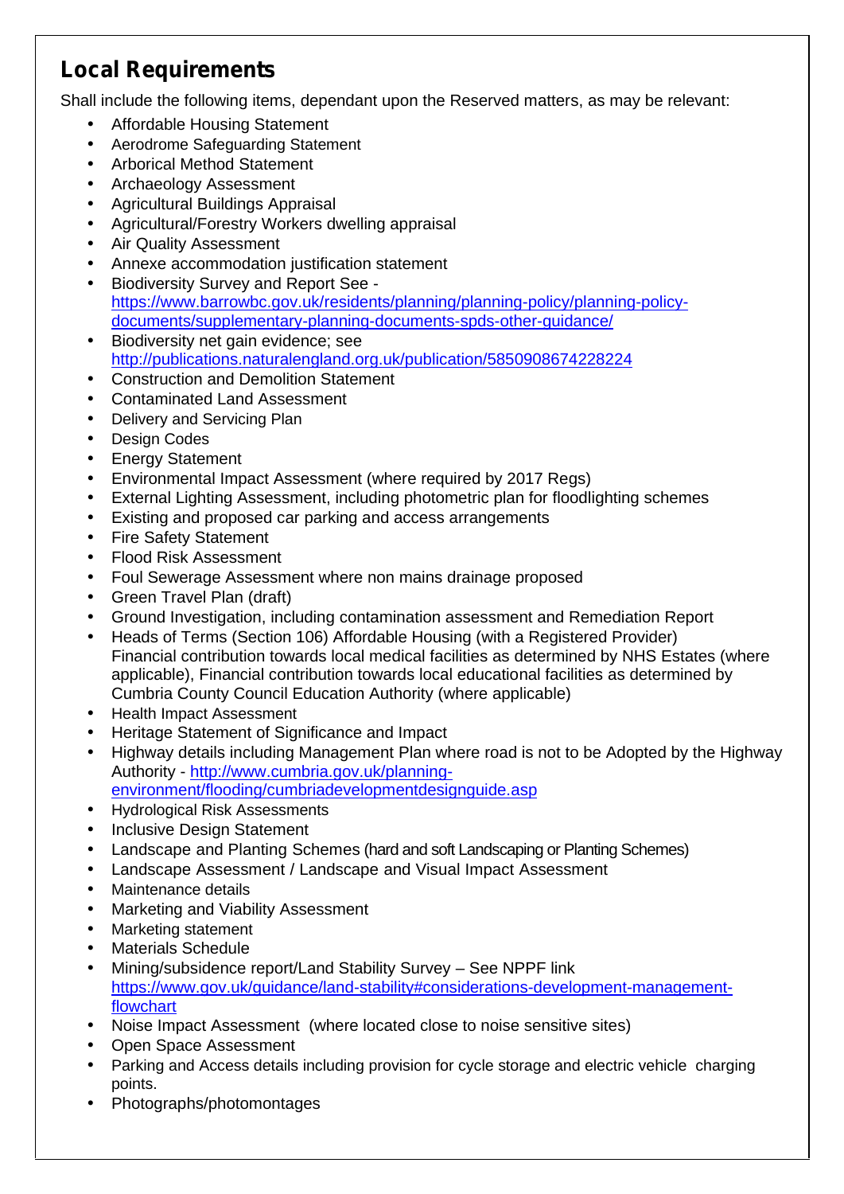## Local Requirements

Shall include the following items, dependant upon the Reserved matters, as may be relevant:

- Affordable Housing Statement
- Aerodrome Safeguarding Statement
- Arborical Method Statement
- Archaeology Assessment
- Agricultural Buildings Appraisal
- Agricultural/Forestry Workers dwelling appraisal
- Air Quality Assessment
- Annexe accommodation justification statement
- Biodiversity Survey and Report See - [https://www.barrowbc.gov.uk/residents/planning/planning-policy/planning-policy-documents/supplementary-planning-documents-spds-other-guidance/](https://www.barrowbc.gov.uk/residents/planning/planning-policy/planning-policy-documents/supplementary-planning-documents-spds-other-guidance/)
- Biodiversity net gain evidence; see [http://publications.naturalengland.org.uk/publication/5850908674228224](http://publications.naturalengland.org.uk/publication/5850908674228224)
- Construction and Demolition Statement
- Contaminated Land Assessment
- Delivery and Servicing Plan
- Design Codes
- Energy Statement
- Environmental Impact Assessment (where required by 2017 Regs)
- External Lighting Assessment, including photometric plan for floodlighting schemes
- Existing and proposed car parking and access arrangements
- Fire Safety Statement
- Flood Risk Assessment
- Foul Sewerage Assessment where non mains drainage proposed
- Green Travel Plan (draft)
- Ground Investigation, including contamination assessment and Remediation Report
- Heads of Terms (Section 106) Affordable Housing (with a Registered Provider) Financial contribution towards local medical facilities as determined by NHS Estates (where applicable), Financial contribution towards local educational facilities as determined by Cumbria County Council Education Authority (where applicable)
- Health Impact Assessment
- Heritage Statement of Significance and Impact
- Highway details including Management Plan where road is not to be Adopted by the Highway Authority - [http://www.cumbria.gov.uk/planning-environment/flooding/cumbriadevelopmentdesignguide.asp](http://www.cumbria.gov.uk/planning-environment/flooding/cumbriadevelopmentdesignguide.asp)
- Hydrological Risk Assessments
- Inclusive Design Statement
- Landscape and Planting Schemes (hard and soft Landscaping or Planting Schemes)
- Landscape Assessment / Landscape and Visual Impact Assessment
- Maintenance details
- Marketing and Viability Assessment
- Marketing statement
- Materials Schedule
- Mining/subsidence report/Land Stability Survey – See NPPF link [https://www.gov.uk/guidance/land-stability#considerations-development-management-flowchart](https://www.gov.uk/guidance/land-stability#considerations-development-management-flowchart)
- Noise Impact Assessment (where located close to noise sensitive sites)
- Open Space Assessment
- Parking and Access details including provision for cycle storage and electric vehicle charging points.
- Photographs/photomontages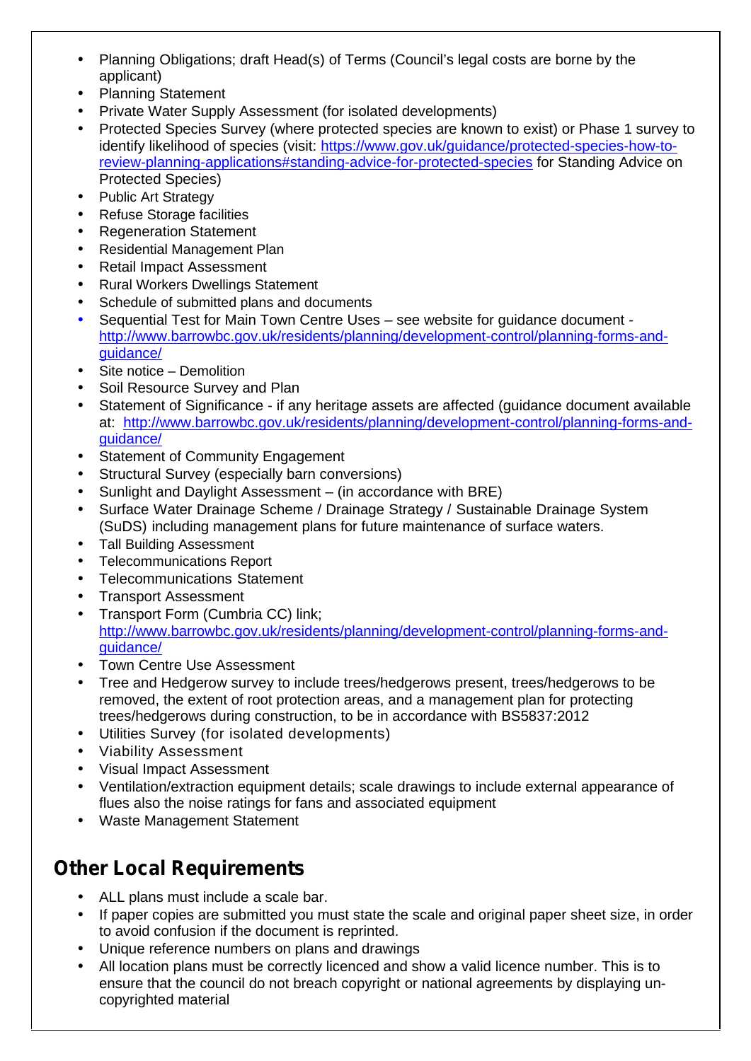- Planning Obligations; draft Head(s) of Terms (Council's legal costs are borne by the applicant)
- Planning Statement
- Private Water Supply Assessment (for isolated developments)
- Protected Species Survey (where protected species are known to exist) or Phase 1 survey to identify likelihood of species (visit: [https://www.gov.uk/guidance/protected-species-how-to-review-planning-applications#standing-advice-for-protected-species](https://www.gov.uk/guidance/protected-species-how-to-review-planning-applications#standing-advice-for-protected-species) for Standing Advice on Protected Species)
- Public Art Strategy
- Refuse Storage facilities
- Regeneration Statement
- Residential Management Plan
- Retail Impact Assessment
- Rural Workers Dwellings Statement
- Schedule of submitted plans and documents
- Sequential Test for Main Town Centre Uses – see website for guidance document - [http://www.barrowbc.gov.uk/residents/planning/development-control/planning-forms-and-guidance/](http://www.barrowbc.gov.uk/residents/planning/development-control/planning-forms-and-guidance/)
- Site notice – Demolition
- Soil Resource Survey and Plan
- Statement of Significance - if any heritage assets are affected (guidance document available at: [http://www.barrowbc.gov.uk/residents/planning/development-control/planning-forms-and-guidance/](http://www.barrowbc.gov.uk/residents/planning/development-control/planning-forms-and-guidance/)
- Statement of Community Engagement
- Structural Survey (especially barn conversions)
- Sunlight and Daylight Assessment – (in accordance with BRE)
- Surface Water Drainage Scheme / Drainage Strategy / Sustainable Drainage System (SuDS) including management plans for future maintenance of surface waters.
- Tall Building Assessment
- Telecommunications Report
- Telecommunications Statement
- Transport Assessment
- Transport Form (Cumbria CC) link; [http://www.barrowbc.gov.uk/residents/planning/development-control/planning-forms-and-guidance/](http://www.barrowbc.gov.uk/residents/planning/development-control/planning-forms-and-guidance/)
- Town Centre Use Assessment
- Tree and Hedgerow survey to include trees/hedgerows present, trees/hedgerows to be removed, the extent of root protection areas, and a management plan for protecting trees/hedgerows during construction, to be in accordance with BS5837:2012
- Utilities Survey (for isolated developments)
- Viability Assessment
- Visual Impact Assessment
- Ventilation/extraction equipment details; scale drawings to include external appearance of flues also the noise ratings for fans and associated equipment
- Waste Management Statement

## Other Local Requirements

- ALL plans must include a scale bar.
- If paper copies are submitted you must state the scale and original paper sheet size, in order to avoid confusion if the document is reprinted.
- Unique reference numbers on plans and drawings
- All location plans must be correctly licenced and show a valid licence number. This is to ensure that the council do not breach copyright or national agreements by displaying un-copyrighted material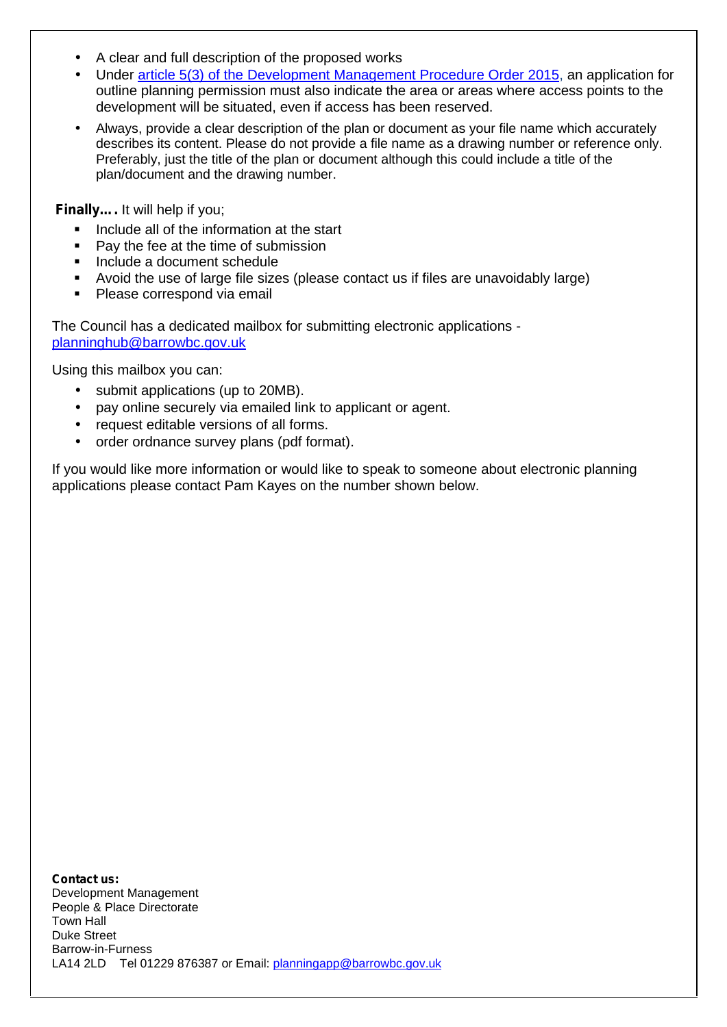- A clear and full description of the proposed works
- Under [article 5(3) of the Development Management Procedure Order 2015](), an application for outline planning permission must also indicate the area or areas where access points to the development will be situated, even if access has been reserved.
- Always, provide a clear description of the plan or document as your file name which accurately describes its content. Please do not provide a file name as a drawing number or reference only. Preferably, just the title of the plan or document although this could include a title of the plan/document and the drawing number.

**Finally….** It will help if you;

- Include all of the information at the start
- Pay the fee at the time of submission
- Include a document schedule
- Avoid the use of large file sizes (please contact us if files are unavoidably large)
- Please correspond via email

The Council has a dedicated mailbox for submitting electronic applications - planninghub@barrowbc.gov.uk

Using this mailbox you can:

- submit applications (up to 20MB).
- pay online securely via emailed link to applicant or agent.
- request editable versions of all forms.
- order ordnance survey plans (pdf format).

If you would like more information or would like to speak to someone about electronic planning applications please contact Pam Kayes on the number shown below.

**Contact us:**
Development Management
People & Place Directorate
Town Hall
Duke Street
Barrow-in-Furness
LA14 2LD Tel 01229 876387 or Email: planningapp@barrowbc.gov.uk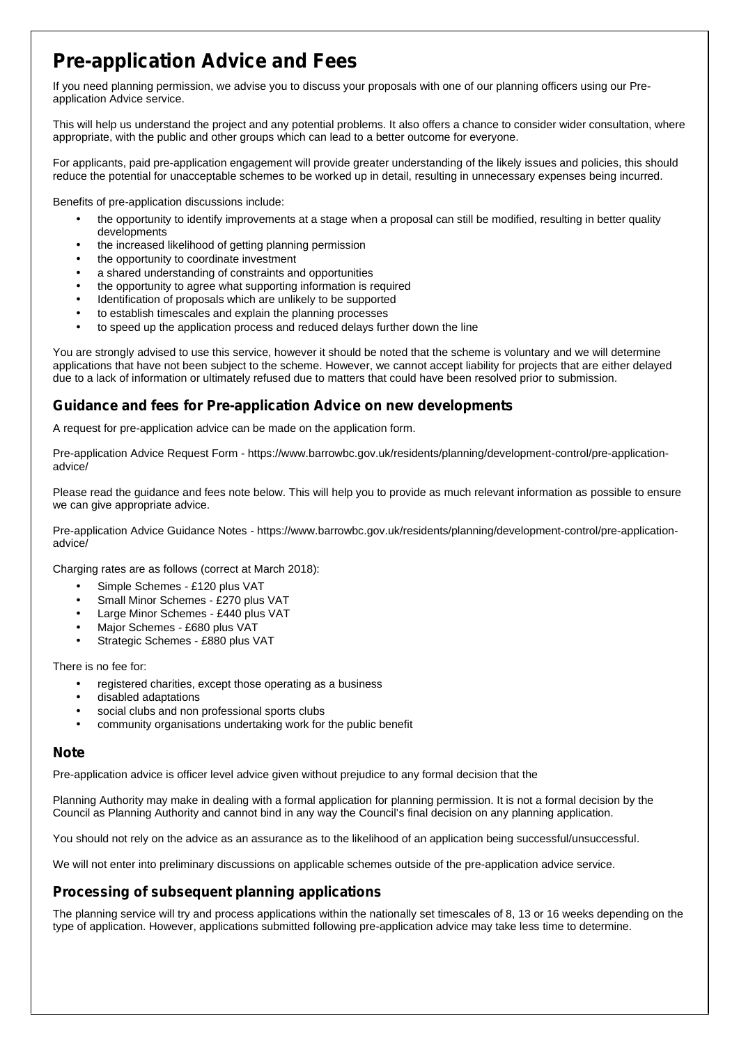# Pre-application Advice and Fees

If you need planning permission, we advise you to discuss your proposals with one of our planning officers using our Pre-application Advice service.

This will help us understand the project and any potential problems. It also offers a chance to consider wider consultation, where appropriate, with the public and other groups which can lead to a better outcome for everyone.

For applicants, paid pre-application engagement will provide greater understanding of the likely issues and policies, this should reduce the potential for unacceptable schemes to be worked up in detail, resulting in unnecessary expenses being incurred.

Benefits of pre-application discussions include:

- the opportunity to identify improvements at a stage when a proposal can still be modified, resulting in better quality developments
- the increased likelihood of getting planning permission
- the opportunity to coordinate investment
- a shared understanding of constraints and opportunities
- the opportunity to agree what supporting information is required
- Identification of proposals which are unlikely to be supported
- to establish timescales and explain the planning processes
- to speed up the application process and reduced delays further down the line

You are strongly advised to use this service, however it should be noted that the scheme is voluntary and we will determine applications that have not been subject to the scheme. However, we cannot accept liability for projects that are either delayed due to a lack of information or ultimately refused due to matters that could have been resolved prior to submission.

## Guidance and fees for Pre-application Advice on new developments

A request for pre-application advice can be made on the application form.

Pre-application Advice Request Form - https://www.barrowbc.gov.uk/residents/planning/development-control/pre-application-advice/

Please read the guidance and fees note below. This will help you to provide as much relevant information as possible to ensure we can give appropriate advice.

Pre-application Advice Guidance Notes - https://www.barrowbc.gov.uk/residents/planning/development-control/pre-application-advice/

Charging rates are as follows (correct at March 2018):

- Simple Schemes - £120 plus VAT
- Small Minor Schemes - £270 plus VAT
- Large Minor Schemes - £440 plus VAT
- Major Schemes - £680 plus VAT
- Strategic Schemes - £880 plus VAT

There is no fee for:

- registered charities, except those operating as a business
- disabled adaptations
- social clubs and non professional sports clubs
- community organisations undertaking work for the public benefit

## Note

Pre-application advice is officer level advice given without prejudice to any formal decision that the

Planning Authority may make in dealing with a formal application for planning permission. It is not a formal decision by the Council as Planning Authority and cannot bind in any way the Council's final decision on any planning application.

You should not rely on the advice as an assurance as to the likelihood of an application being successful/unsuccessful.

We will not enter into preliminary discussions on applicable schemes outside of the pre-application advice service.

## Processing of subsequent planning applications

The planning service will try and process applications within the nationally set timescales of 8, 13 or 16 weeks depending on the type of application. However, applications submitted following pre-application advice may take less time to determine.